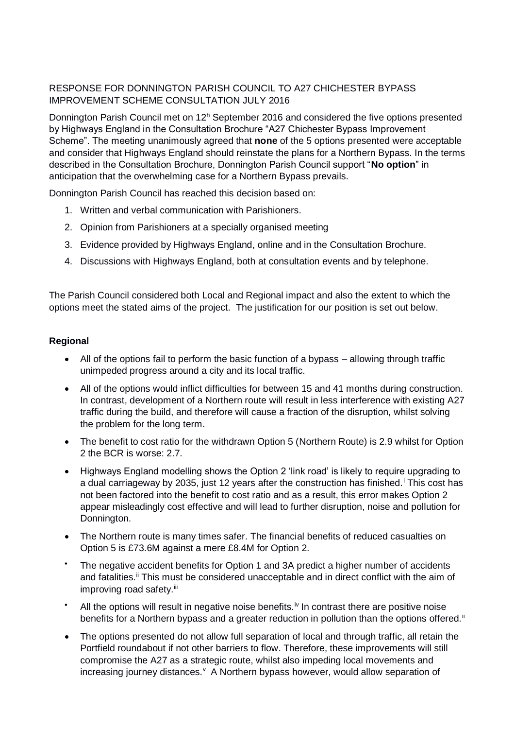RESPONSE FOR DONNINGTON PARISH COUNCIL TO A27 CHICHESTER BYPASS IMPROVEMENT SCHEME CONSULTATION JULY 2016

Donnington Parish Council met on 12h September 2016 and considered the five options presented by Highways England in the Consultation Brochure "A27 Chichester Bypass Improvement Scheme". The meeting unanimously agreed that **none** of the 5 options presented were acceptable and consider that Highways England should reinstate the plans for a Northern Bypass. In the terms described in the Consultation Brochure, Donnington Parish Council support "**No option**" in anticipation that the overwhelming case for a Northern Bypass prevails.

Donnington Parish Council has reached this decision based on:

1. Written and verbal communication with Parishioners.
2. Opinion from Parishioners at a specially organised meeting
3. Evidence provided by Highways England, online and in the Consultation Brochure.
4. Discussions with Highways England, both at consultation events and by telephone.

The Parish Council considered both Local and Regional impact and also the extent to which the options meet the stated aims of the project. The justification for our position is set out below.

**Regional**

- All of the options fail to perform the basic function of a bypass – allowing through traffic unimpeded progress around a city and its local traffic.
- All of the options would inflict difficulties for between 15 and 41 months during construction. In contrast, development of a Northern route will result in less interference with existing A27 traffic during the build, and therefore will cause a fraction of the disruption, whilst solving the problem for the long term.
- The benefit to cost ratio for the withdrawn Option 5 (Northern Route) is 2.9 whilst for Option 2 the BCR is worse: 2.7.
- Highways England modelling shows the Option 2 'link road' is likely to require upgrading to a dual carriageway by 2035, just 12 years after the construction has finished.[i] This cost has not been factored into the benefit to cost ratio and as a result, this error makes Option 2 appear misleadingly cost effective and will lead to further disruption, noise and pollution for Donnington.
- The Northern route is many times safer. The financial benefits of reduced casualties on Option 5 is £73.6M against a mere £8.4M for Option 2.
- The negative accident benefits for Option 1 and 3A predict a higher number of accidents and fatalities.[ii] This must be considered unacceptable and in direct conflict with the aim of improving road safety.[iii]
- All the options will result in negative noise benefits.[iv] In contrast there are positive noise benefits for a Northern bypass and a greater reduction in pollution than the options offered.[ii]
- The options presented do not allow full separation of local and through traffic, all retain the Portfield roundabout if not other barriers to flow. Therefore, these improvements will still compromise the A27 as a strategic route, whilst also impeding local movements and increasing journey distances.[v] A Northern bypass however, would allow separation of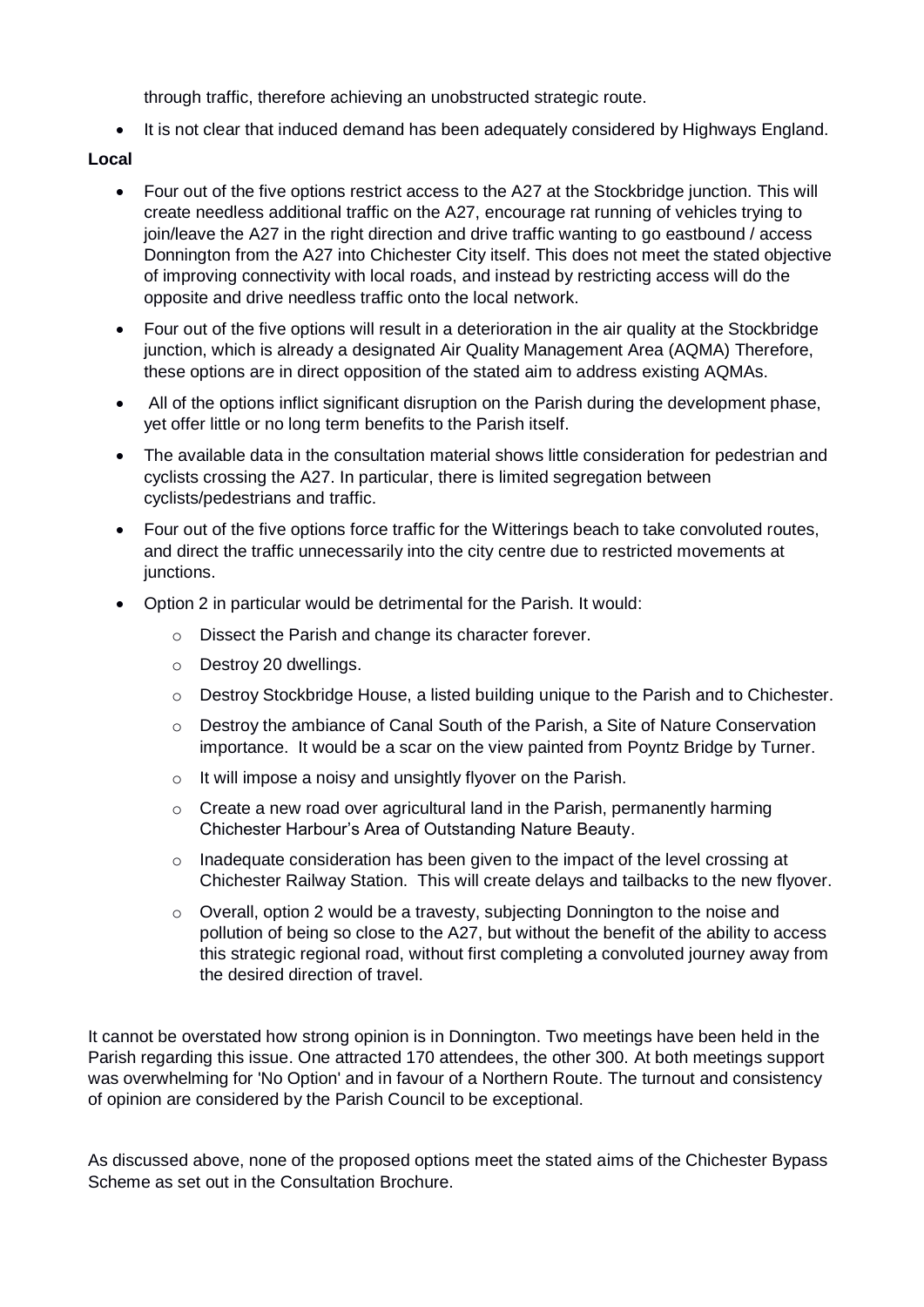through traffic, therefore achieving an unobstructed strategic route.

- It is not clear that induced demand has been adequately considered by Highways England.

**Local**

- Four out of the five options restrict access to the A27 at the Stockbridge junction. This will create needless additional traffic on the A27, encourage rat running of vehicles trying to join/leave the A27 in the right direction and drive traffic wanting to go eastbound / access Donnington from the A27 into Chichester City itself. This does not meet the stated objective of improving connectivity with local roads, and instead by restricting access will do the opposite and drive needless traffic onto the local network.
- Four out of the five options will result in a deterioration in the air quality at the Stockbridge junction, which is already a designated Air Quality Management Area (AQMA) Therefore, these options are in direct opposition of the stated aim to address existing AQMAs.
- All of the options inflict significant disruption on the Parish during the development phase, yet offer little or no long term benefits to the Parish itself.
- The available data in the consultation material shows little consideration for pedestrian and cyclists crossing the A27. In particular, there is limited segregation between cyclists/pedestrians and traffic.
- Four out of the five options force traffic for the Witterings beach to take convoluted routes, and direct the traffic unnecessarily into the city centre due to restricted movements at junctions.
- Option 2 in particular would be detrimental for the Parish. It would:
  - Dissect the Parish and change its character forever.
  - Destroy 20 dwellings.
  - Destroy Stockbridge House, a listed building unique to the Parish and to Chichester.
  - Destroy the ambiance of Canal South of the Parish, a Site of Nature Conservation importance. It would be a scar on the view painted from Poyntz Bridge by Turner.
  - It will impose a noisy and unsightly flyover on the Parish.
  - Create a new road over agricultural land in the Parish, permanently harming Chichester Harbour's Area of Outstanding Nature Beauty.
  - Inadequate consideration has been given to the impact of the level crossing at Chichester Railway Station. This will create delays and tailbacks to the new flyover.
  - Overall, option 2 would be a travesty, subjecting Donnington to the noise and pollution of being so close to the A27, but without the benefit of the ability to access this strategic regional road, without first completing a convoluted journey away from the desired direction of travel.

It cannot be overstated how strong opinion is in Donnington. Two meetings have been held in the Parish regarding this issue. One attracted 170 attendees, the other 300. At both meetings support was overwhelming for 'No Option' and in favour of a Northern Route. The turnout and consistency of opinion are considered by the Parish Council to be exceptional.

As discussed above, none of the proposed options meet the stated aims of the Chichester Bypass Scheme as set out in the Consultation Brochure.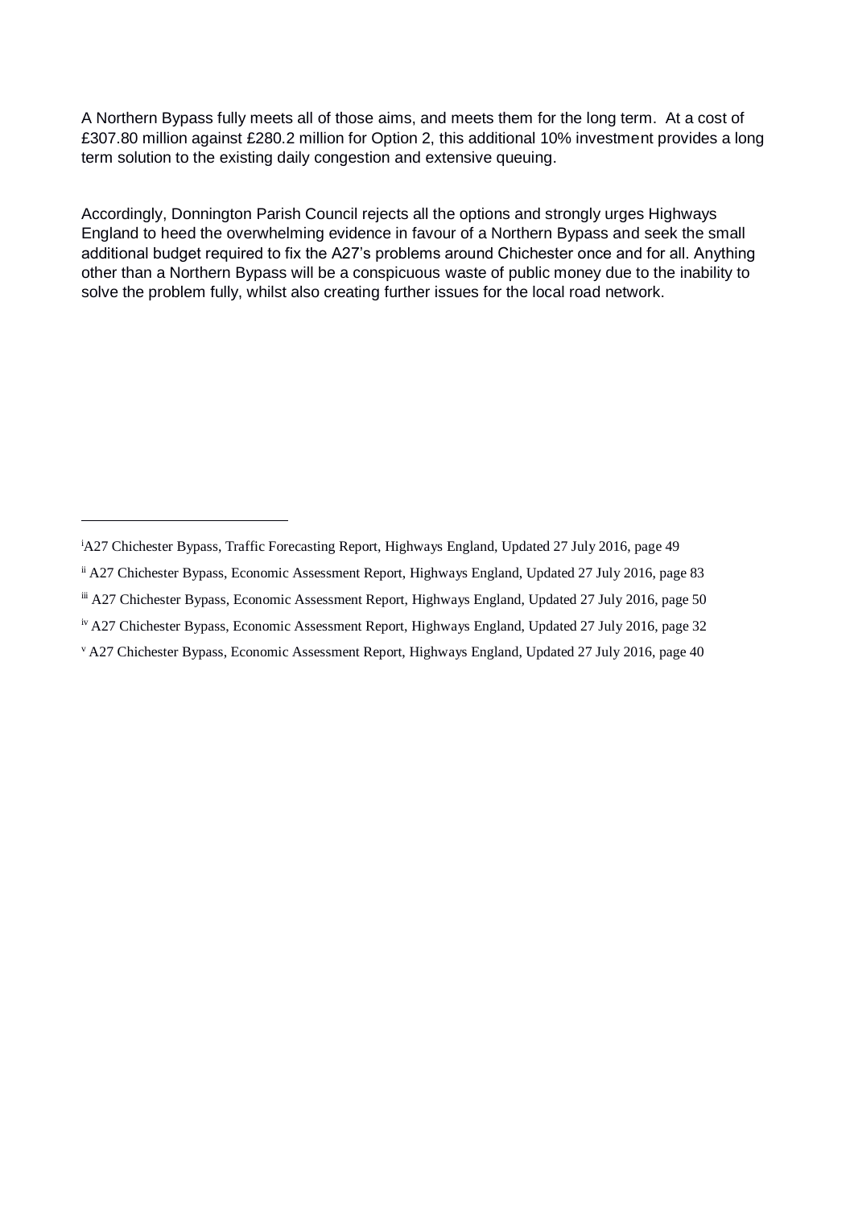A Northern Bypass fully meets all of those aims, and meets them for the long term. At a cost of £307.80 million against £280.2 million for Option 2, this additional 10% investment provides a long term solution to the existing daily congestion and extensive queuing.

Accordingly, Donnington Parish Council rejects all the options and strongly urges Highways England to heed the overwhelming evidence in favour of a Northern Bypass and seek the small additional budget required to fix the A27's problems around Chichester once and for all. Anything other than a Northern Bypass will be a conspicuous waste of public money due to the inability to solve the problem fully, whilst also creating further issues for the local road network.

---

[i] A27 Chichester Bypass, Traffic Forecasting Report, Highways England, Updated 27 July 2016, page 49

[ii] A27 Chichester Bypass, Economic Assessment Report, Highways England, Updated 27 July 2016, page 83

[iii] A27 Chichester Bypass, Economic Assessment Report, Highways England, Updated 27 July 2016, page 50

[iv] A27 Chichester Bypass, Economic Assessment Report, Highways England, Updated 27 July 2016, page 32

[v] A27 Chichester Bypass, Economic Assessment Report, Highways England, Updated 27 July 2016, page 40